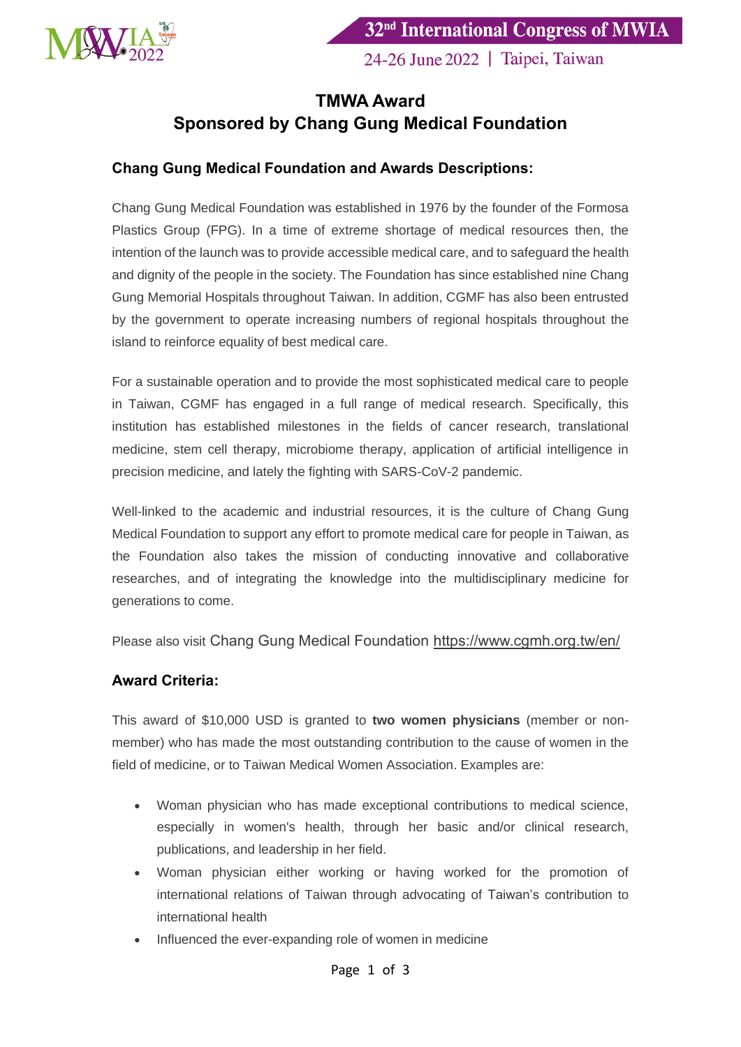# TMWA Award
# Sponsored by Chang Gung Medical Foundation

## Chang Gung Medical Foundation and Awards Descriptions:

Chang Gung Medical Foundation was established in 1976 by the founder of the Formosa Plastics Group (FPG). In a time of extreme shortage of medical resources then, the intention of the launch was to provide accessible medical care, and to safeguard the health and dignity of the people in the society. The Foundation has since established nine Chang Gung Memorial Hospitals throughout Taiwan. In addition, CGMF has also been entrusted by the government to operate increasing numbers of regional hospitals throughout the island to reinforce equality of best medical care.

For a sustainable operation and to provide the most sophisticated medical care to people in Taiwan, CGMF has engaged in a full range of medical research. Specifically, this institution has established milestones in the fields of cancer research, translational medicine, stem cell therapy, microbiome therapy, application of artificial intelligence in precision medicine, and lately the fighting with SARS-CoV-2 pandemic.

Well-linked to the academic and industrial resources, it is the culture of Chang Gung Medical Foundation to support any effort to promote medical care for people in Taiwan, as the Foundation also takes the mission of conducting innovative and collaborative researches, and of integrating the knowledge into the multidisciplinary medicine for generations to come.

Please also visit Chang Gung Medical Foundation https://www.cgmh.org.tw/en/

## Award Criteria:

This award of $10,000 USD is granted to **two women physicians** (member or non-member) who has made the most outstanding contribution to the cause of women in the field of medicine, or to Taiwan Medical Women Association. Examples are:

- Woman physician who has made exceptional contributions to medical science, especially in women's health, through her basic and/or clinical research, publications, and leadership in her field.
- Woman physician either working or having worked for the promotion of international relations of Taiwan through advocating of Taiwan's contribution to international health
- Influenced the ever-expanding role of women in medicine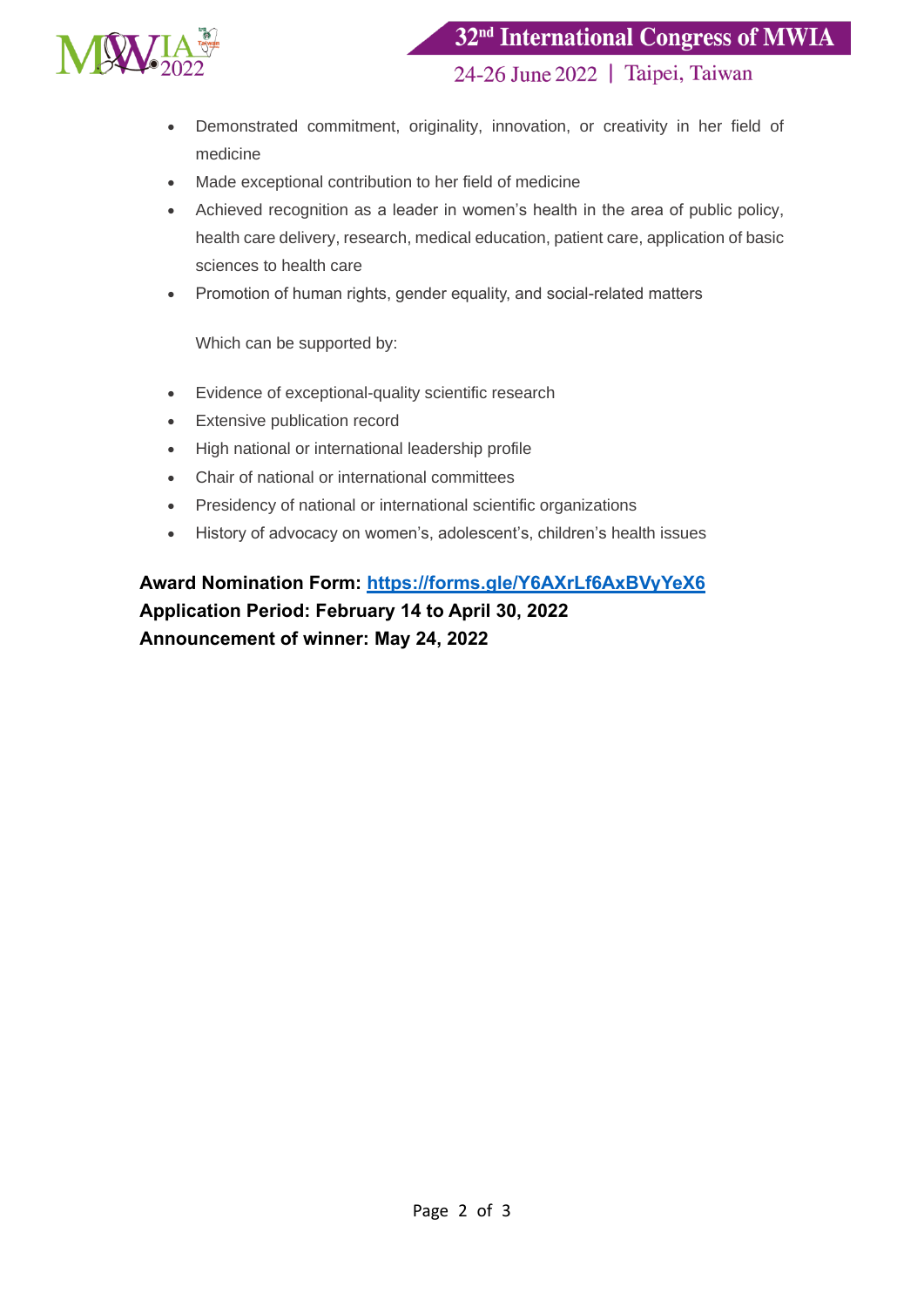- Demonstrated commitment, originality, innovation, or creativity in her field of medicine
- Made exceptional contribution to her field of medicine
- Achieved recognition as a leader in women's health in the area of public policy, health care delivery, research, medical education, patient care, application of basic sciences to health care
- Promotion of human rights, gender equality, and social-related matters

Which can be supported by:

- Evidence of exceptional-quality scientific research
- Extensive publication record
- High national or international leadership profile
- Chair of national or international committees
- Presidency of national or international scientific organizations
- History of advocacy on women's, adolescent's, children's health issues

**Award Nomination Form: https://forms.gle/Y6AXrLf6AxBVyYeX6**
**Application Period: February 14 to April 30, 2022**
**Announcement of winner: May 24, 2022**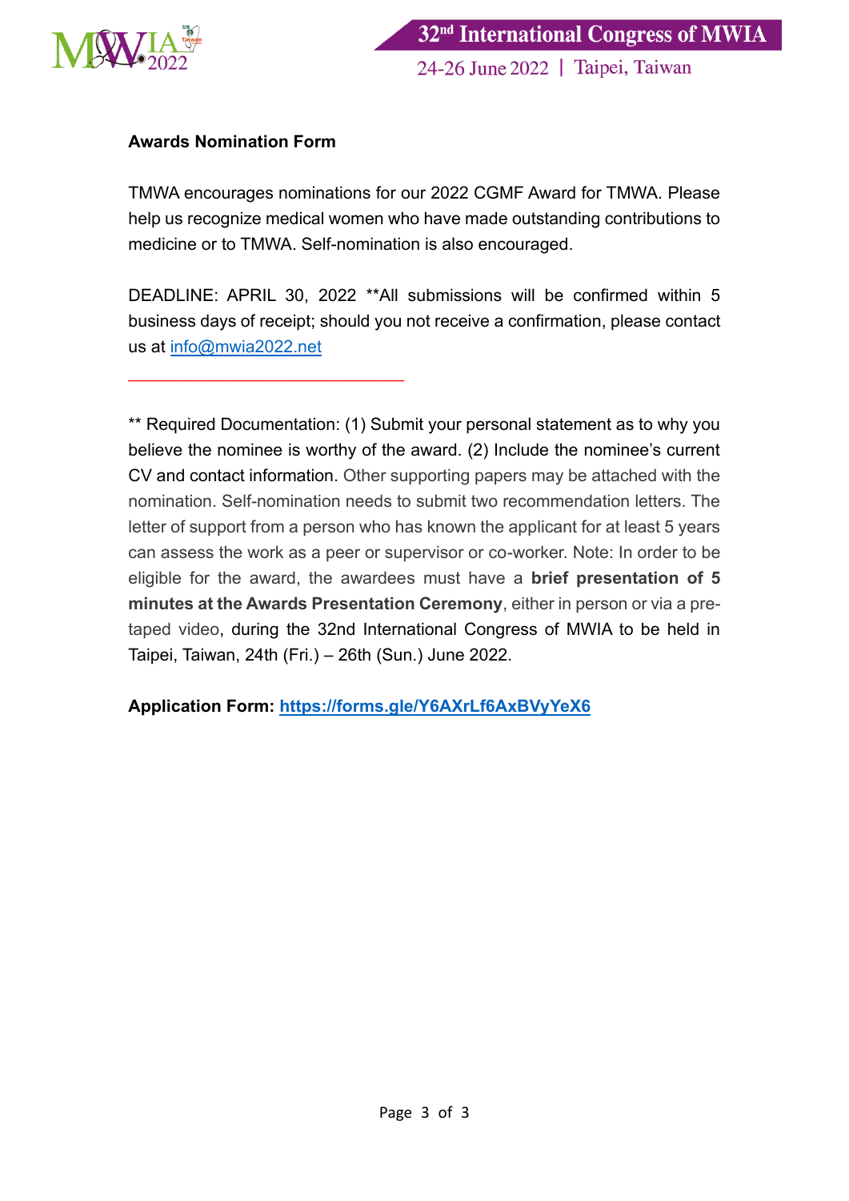**Awards Nomination Form**

TMWA encourages nominations for our 2022 CGMF Award for TMWA. Please help us recognize medical women who have made outstanding contributions to medicine or to TMWA. Self-nomination is also encouraged.

DEADLINE: APRIL 30, 2022 **All submissions will be confirmed within 5 business days of receipt; should you not receive a confirmation, please contact us at info@mwia2022.net

---

** Required Documentation: (1) Submit your personal statement as to why you believe the nominee is worthy of the award. (2) Include the nominee's current CV and contact information. Other supporting papers may be attached with the nomination. Self-nomination needs to submit two recommendation letters. The letter of support from a person who has known the applicant for at least 5 years can assess the work as a peer or supervisor or co-worker. Note: In order to be eligible for the award, the awardees must have a **brief presentation of 5 minutes at the Awards Presentation Ceremony**, either in person or via a pre-taped video, during the 32nd International Congress of MWIA to be held in Taipei, Taiwan, 24th (Fri.) – 26th (Sun.) June 2022.

**Application Form: https://forms.gle/Y6AXrLf6AxBVyYeX6**